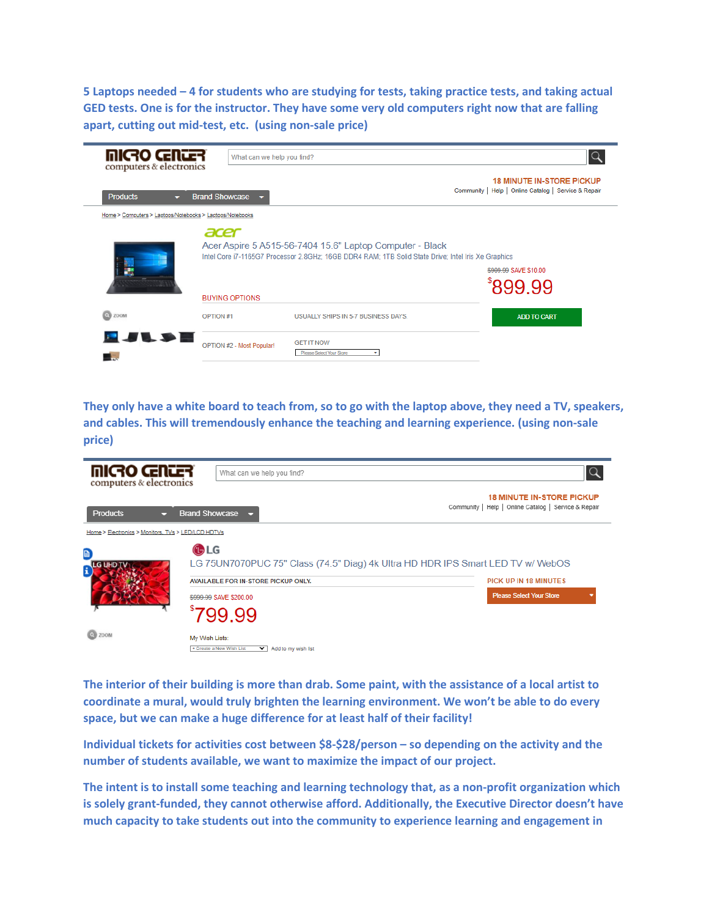5 Laptops needed – 4 for students who are studying for tests, taking practice tests, and taking actual GED tests. One is for the instructor. They have some very old computers right now that are falling apart, cutting out mid-test, etc. (using non-sale price)

MICRO CENTER computers & electronics

What can we help you find?

18 MINUTE IN-STORE PICKUP

Community | Help | Online Catalog | Service & Repair

Products | Brand Showcase

Home > Computers > Laptops/Notebooks > Laptops/Notebooks

acer

Acer Aspire 5 A515-56-7404 15.6" Laptop Computer - Black

Intel Core i7-1165G7 Processor 2.8GHz; 16GB DDR4 RAM; 1TB Solid State Drive; Intel Iris Xe Graphics

~~$909.99~~ SAVE $10.00

$899.99

BUYING OPTIONS

OPTION #1 — USUALLY SHIPS IN 5-7 BUSINESS DAYS

ADD TO CART

OPTION #2 - Most Popular! — GET IT NOW — Please Select Your Store

ZOOM

They only have a white board to teach from, so to go with the laptop above, they need a TV, speakers, and cables. This will tremendously enhance the teaching and learning experience. (using non-sale price)

MICRO CENTER computers & electronics

What can we help you find?

18 MINUTE IN-STORE PICKUP

Community | Help | Online Catalog | Service & Repair

Products | Brand Showcase

Home > Electronics > Monitors, TVs > LED/LCD HDTVs

LG

LG 75UN7070PUC 75" Class (74.5" Diag) 4k Ultra HD HDR IPS Smart LED TV w/ WebOS

AVAILABLE FOR IN-STORE PICKUP ONLY.

PICK UP IN 18 MINUTES

Please Select Your Store

~~$999.99~~ SAVE $200.00

$799.99

My Wish Lists:

+ Create a New Wish List — Add to my wish list

ZOOM

The interior of their building is more than drab. Some paint, with the assistance of a local artist to coordinate a mural, would truly brighten the learning environment. We won't be able to do every space, but we can make a huge difference for at least half of their facility!

Individual tickets for activities cost between $8-$28/person – so depending on the activity and the number of students available, we want to maximize the impact of our project.

The intent is to install some teaching and learning technology that, as a non-profit organization which is solely grant-funded, they cannot otherwise afford. Additionally, the Executive Director doesn't have much capacity to take students out into the community to experience learning and engagement in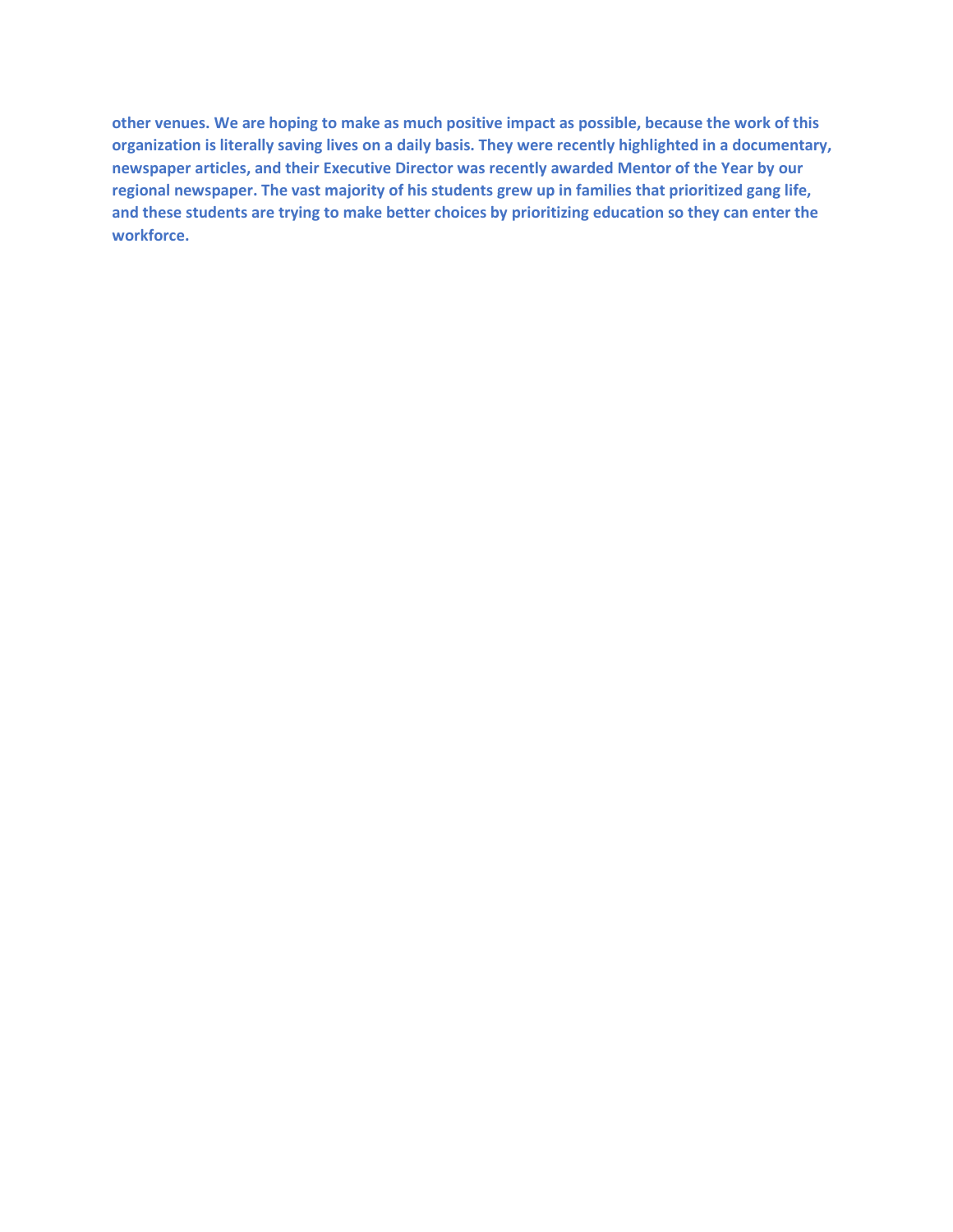**other venues. We are hoping to make as much positive impact as possible, because the work of this organization is literally saving lives on a daily basis. They were recently highlighted in a documentary, newspaper articles, and their Executive Director was recently awarded Mentor of the Year by our regional newspaper. The vast majority of his students grew up in families that prioritized gang life, and these students are trying to make better choices by prioritizing education so they can enter the workforce.**